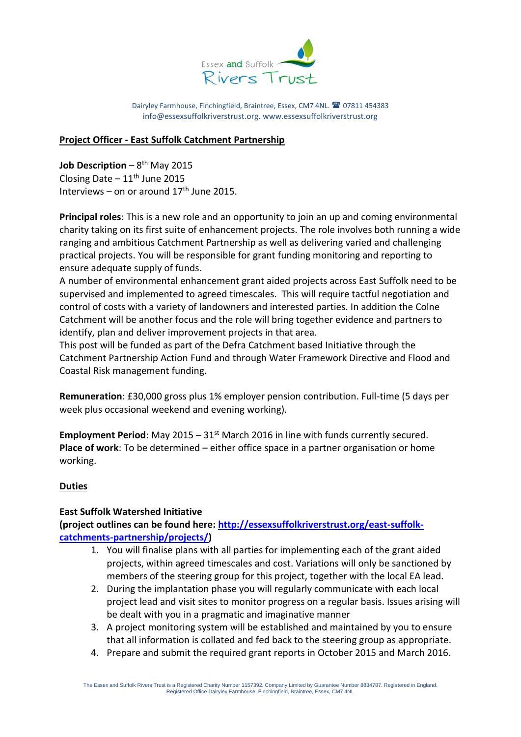Essex and Suffolk Rivers Trust

Dairyley Farmhouse, Finchingfield, Braintree, Essex, CM7 4NL. ☎ 07811 454383
info@essexsuffolkriverstrust.org. www.essexsuffolkriverstrust.org

## Project Officer - East Suffolk Catchment Partnership

**Job Description** – 8th May 2015
Closing Date – 11th June 2015
Interviews – on or around 17th June 2015.

**Principal roles**: This is a new role and an opportunity to join an up and coming environmental charity taking on its first suite of enhancement projects. The role involves both running a wide ranging and ambitious Catchment Partnership as well as delivering varied and challenging practical projects. You will be responsible for grant funding monitoring and reporting to ensure adequate supply of funds.
A number of environmental enhancement grant aided projects across East Suffolk need to be supervised and implemented to agreed timescales. This will require tactful negotiation and control of costs with a variety of landowners and interested parties. In addition the Colne Catchment will be another focus and the role will bring together evidence and partners to identify, plan and deliver improvement projects in that area.
This post will be funded as part of the Defra Catchment based Initiative through the Catchment Partnership Action Fund and through Water Framework Directive and Flood and Coastal Risk management funding.

**Remuneration**: £30,000 gross plus 1% employer pension contribution. Full-time (5 days per week plus occasional weekend and evening working).

**Employment Period**: May 2015 – 31st March 2016 in line with funds currently secured.
**Place of work**: To be determined – either office space in a partner organisation or home working.

## Duties

**East Suffolk Watershed Initiative**
**(project outlines can be found here: [http://essexsuffolkriverstrust.org/east-suffolk-catchments-partnership/projects/](http://essexsuffolkriverstrust.org/east-suffolk-catchments-partnership/projects/))**

1. You will finalise plans with all parties for implementing each of the grant aided projects, within agreed timescales and cost. Variations will only be sanctioned by members of the steering group for this project, together with the local EA lead.
2. During the implantation phase you will regularly communicate with each local project lead and visit sites to monitor progress on a regular basis. Issues arising will be dealt with you in a pragmatic and imaginative manner
3. A project monitoring system will be established and maintained by you to ensure that all information is collated and fed back to the steering group as appropriate.
4. Prepare and submit the required grant reports in October 2015 and March 2016.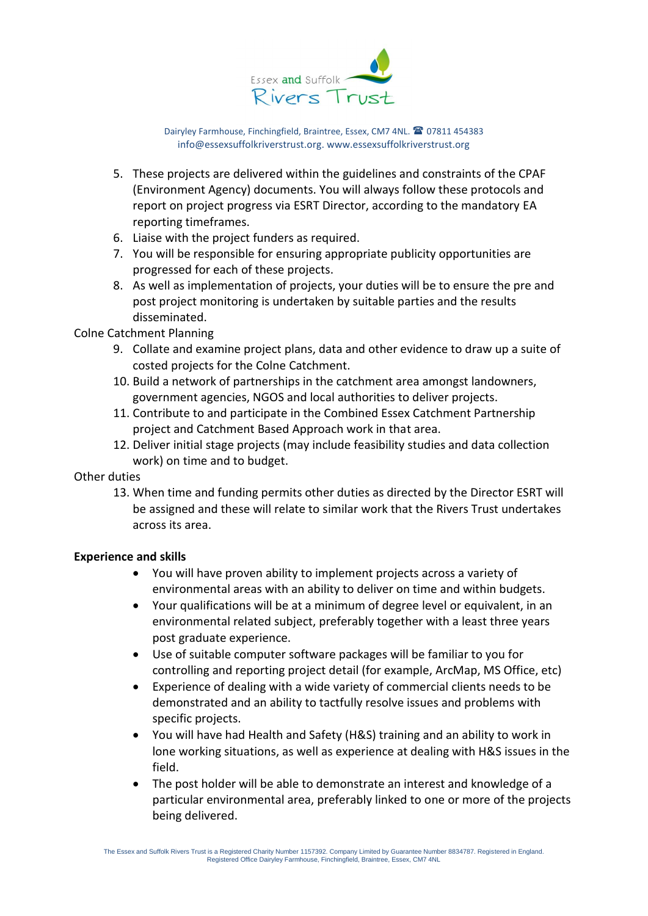5. These projects are delivered within the guidelines and constraints of the CPAF (Environment Agency) documents. You will always follow these protocols and report on project progress via ESRT Director, according to the mandatory EA reporting timeframes.
6. Liaise with the project funders as required.
7. You will be responsible for ensuring appropriate publicity opportunities are progressed for each of these projects.
8. As well as implementation of projects, your duties will be to ensure the pre and post project monitoring is undertaken by suitable parties and the results disseminated.

Colne Catchment Planning

9. Collate and examine project plans, data and other evidence to draw up a suite of costed projects for the Colne Catchment.
10. Build a network of partnerships in the catchment area amongst landowners, government agencies, NGOS and local authorities to deliver projects.
11. Contribute to and participate in the Combined Essex Catchment Partnership project and Catchment Based Approach work in that area.
12. Deliver initial stage projects (may include feasibility studies and data collection work) on time and to budget.

Other duties

13. When time and funding permits other duties as directed by the Director ESRT will be assigned and these will relate to similar work that the Rivers Trust undertakes across its area.

**Experience and skills**

- You will have proven ability to implement projects across a variety of environmental areas with an ability to deliver on time and within budgets.
- Your qualifications will be at a minimum of degree level or equivalent, in an environmental related subject, preferably together with a least three years post graduate experience.
- Use of suitable computer software packages will be familiar to you for controlling and reporting project detail (for example, ArcMap, MS Office, etc)
- Experience of dealing with a wide variety of commercial clients needs to be demonstrated and an ability to tactfully resolve issues and problems with specific projects.
- You will have had Health and Safety (H&S) training and an ability to work in lone working situations, as well as experience at dealing with H&S issues in the field.
- The post holder will be able to demonstrate an interest and knowledge of a particular environmental area, preferably linked to one or more of the projects being delivered.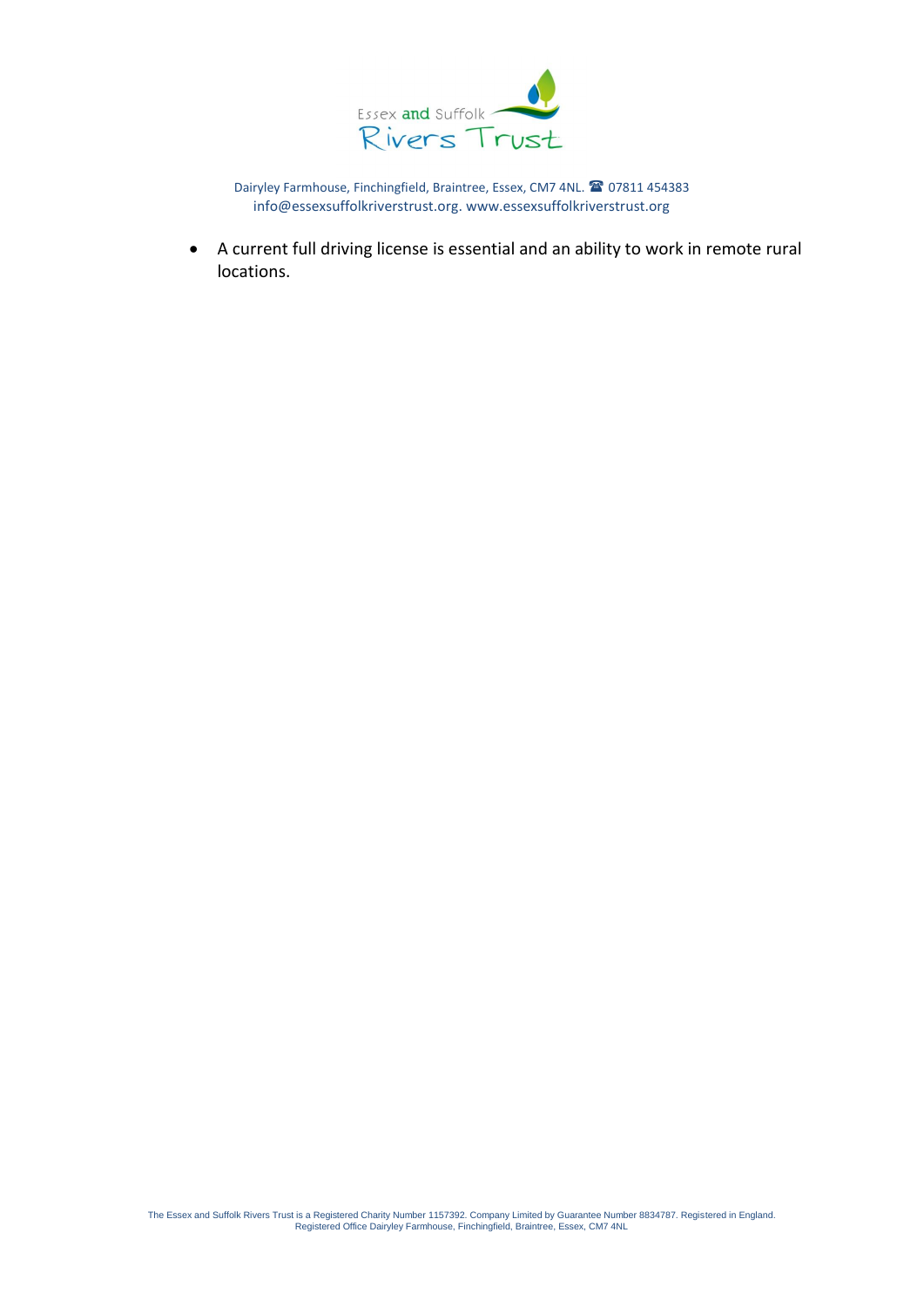- A current full driving license is essential and an ability to work in remote rural locations.